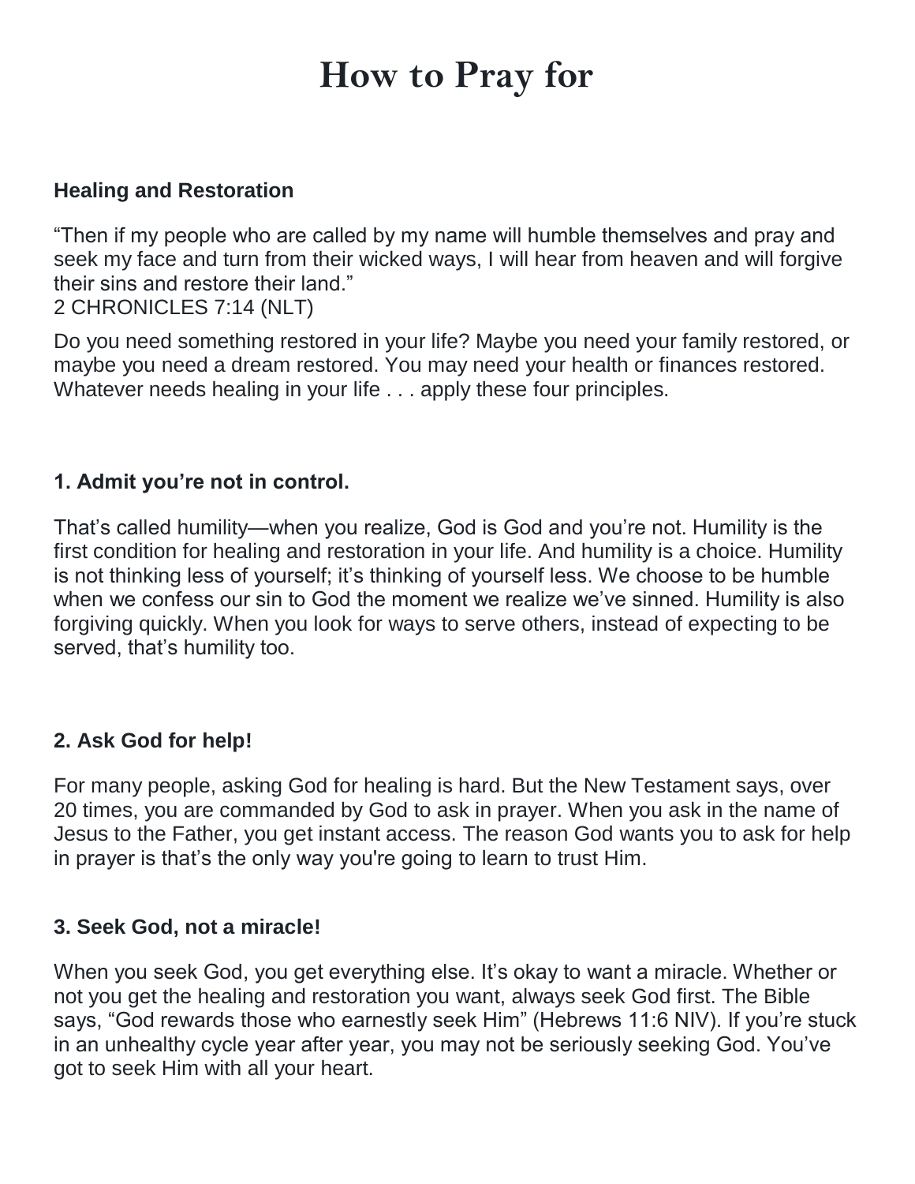# How to Pray for

### Healing and Restoration

"Then if my people who are called by my name will humble themselves and pray and seek my face and turn from their wicked ways, I will hear from heaven and will forgive their sins and restore their land."
2 CHRONICLES 7:14 (NLT)

Do you need something restored in your life? Maybe you need your family restored, or maybe you need a dream restored. You may need your health or finances restored. Whatever needs healing in your life . . . apply these four principles.

### 1. Admit you're not in control.

That's called humility—when you realize, God is God and you're not. Humility is the first condition for healing and restoration in your life. And humility is a choice. Humility is not thinking less of yourself; it's thinking of yourself less. We choose to be humble when we confess our sin to God the moment we realize we've sinned. Humility is also forgiving quickly. When you look for ways to serve others, instead of expecting to be served, that's humility too.

### 2. Ask God for help!

For many people, asking God for healing is hard. But the New Testament says, over 20 times, you are commanded by God to ask in prayer. When you ask in the name of Jesus to the Father, you get instant access. The reason God wants you to ask for help in prayer is that's the only way you're going to learn to trust Him.

### 3. Seek God, not a miracle!

When you seek God, you get everything else. It's okay to want a miracle. Whether or not you get the healing and restoration you want, always seek God first. The Bible says, "God rewards those who earnestly seek Him" (Hebrews 11:6 NIV). If you're stuck in an unhealthy cycle year after year, you may not be seriously seeking God. You've got to seek Him with all your heart.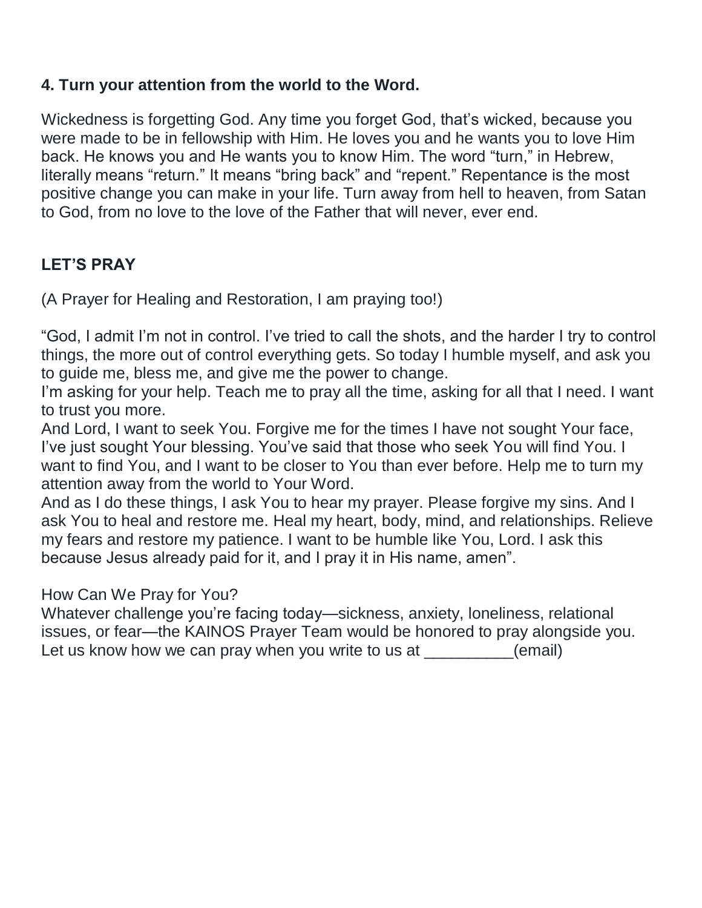### 4. Turn your attention from the world to the Word.

Wickedness is forgetting God. Any time you forget God, that's wicked, because you were made to be in fellowship with Him. He loves you and he wants you to love Him back. He knows you and He wants you to know Him. The word "turn," in Hebrew, literally means "return." It means "bring back" and "repent." Repentance is the most positive change you can make in your life. Turn away from hell to heaven, from Satan to God, from no love to the love of the Father that will never, ever end.

### LET'S PRAY

(A Prayer for Healing and Restoration, I am praying too!)

"God, I admit I'm not in control. I've tried to call the shots, and the harder I try to control things, the more out of control everything gets. So today I humble myself, and ask you to guide me, bless me, and give me the power to change.
I'm asking for your help. Teach me to pray all the time, asking for all that I need. I want to trust you more.
And Lord, I want to seek You. Forgive me for the times I have not sought Your face, I've just sought Your blessing. You've said that those who seek You will find You. I want to find You, and I want to be closer to You than ever before. Help me to turn my attention away from the world to Your Word.
And as I do these things, I ask You to hear my prayer. Please forgive my sins. And I ask You to heal and restore me. Heal my heart, body, mind, and relationships. Relieve my fears and restore my patience. I want to be humble like You, Lord. I ask this because Jesus already paid for it, and I pray it in His name, amen".

How Can We Pray for You?
Whatever challenge you're facing today—sickness, anxiety, loneliness, relational issues, or fear—the KAINOS Prayer Team would be honored to pray alongside you. Let us know how we can pray when you write to us at __________(email)